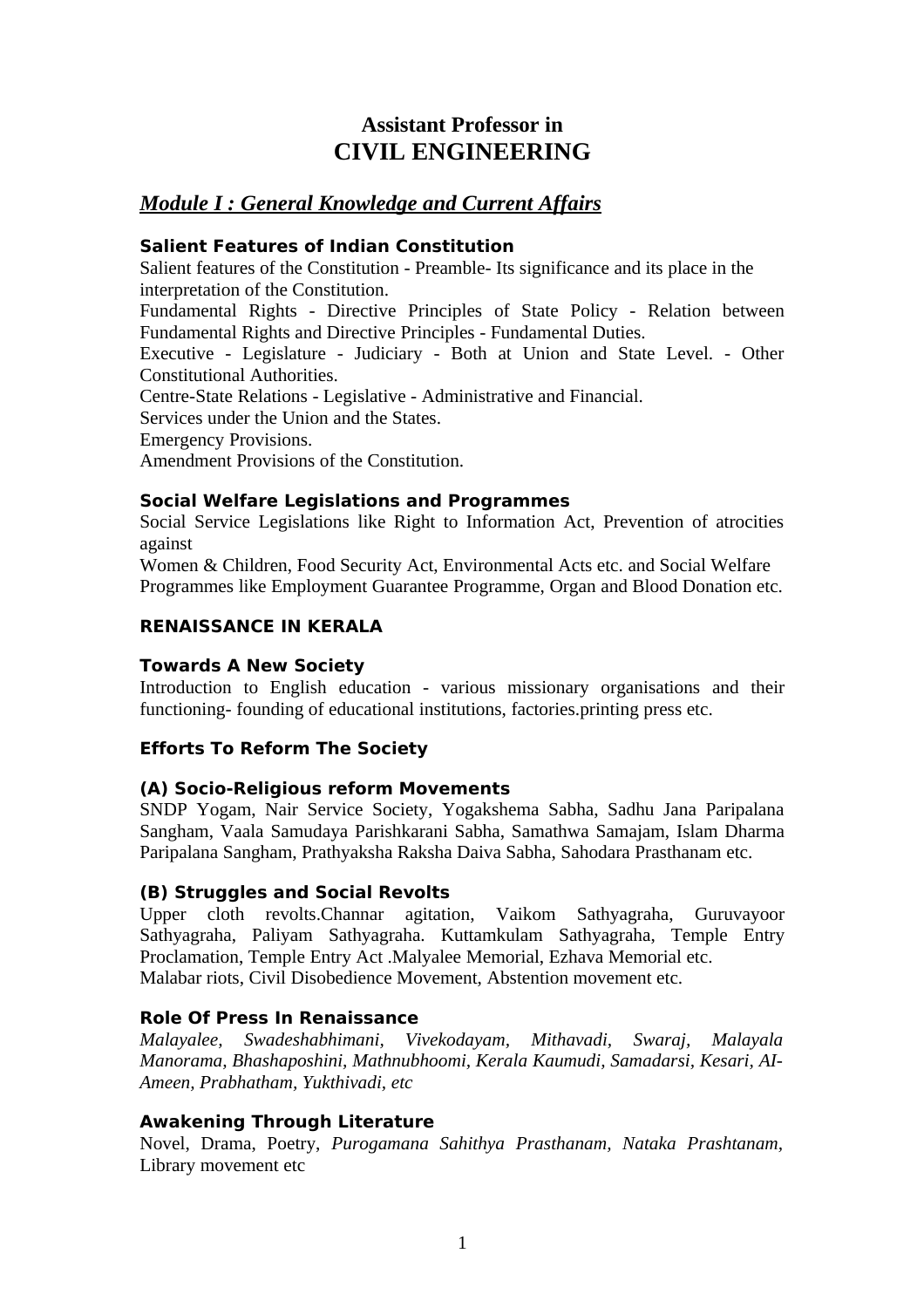# Assistant Professor in
# CIVIL ENGINEERING

## *Module I : General Knowledge and Current Affairs*

### Salient Features of Indian Constitution

Salient features of the Constitution - Preamble- Its significance and its place in the interpretation of the Constitution.

Fundamental Rights - Directive Principles of State Policy - Relation between Fundamental Rights and Directive Principles - Fundamental Duties.

Executive - Legislature - Judiciary - Both at Union and State Level. - Other Constitutional Authorities.

Centre-State Relations - Legislative - Administrative and Financial.

Services under the Union and the States.

Emergency Provisions.

Amendment Provisions of the Constitution.

### Social Welfare Legislations and Programmes

Social Service Legislations like Right to Information Act, Prevention of atrocities against

Women & Children, Food Security Act, Environmental Acts etc. and Social Welfare Programmes like Employment Guarantee Programme, Organ and Blood Donation etc.

### RENAISSANCE IN KERALA

### Towards A New Society

Introduction to English education - various missionary organisations and their functioning- founding of educational institutions, factories.printing press etc.

### Efforts To Reform The Society

### (A) Socio-Religious reform Movements

SNDP Yogam, Nair Service Society, Yogakshema Sabha, Sadhu Jana Paripalana Sangham, Vaala Samudaya Parishkarani Sabha, Samathwa Samajam, Islam Dharma Paripalana Sangham, Prathyaksha Raksha Daiva Sabha, Sahodara Prasthanam etc.

### (B) Struggles and Social Revolts

Upper cloth revolts.Channar agitation, Vaikom Sathyagraha, Guruvayoor Sathyagraha, Paliyam Sathyagraha. Kuttamkulam Sathyagraha, Temple Entry Proclamation, Temple Entry Act .Malyalee Memorial, Ezhava Memorial etc.

Malabar riots, Civil Disobedience Movement, Abstention movement etc.

### Role Of Press In Renaissance

*Malayalee, Swadeshabhimani, Vivekodayam, Mithavadi, Swaraj, Malayala Manorama, Bhashaposhini, Mathnubhoomi, Kerala Kaumudi, Samadarsi, Kesari, AI-Ameen, Prabhatham, Yukthivadi, etc*

### Awakening Through Literature

Novel, Drama, Poetry, *Purogamana Sahithya Prasthanam, Nataka Prashtanam*, Library movement etc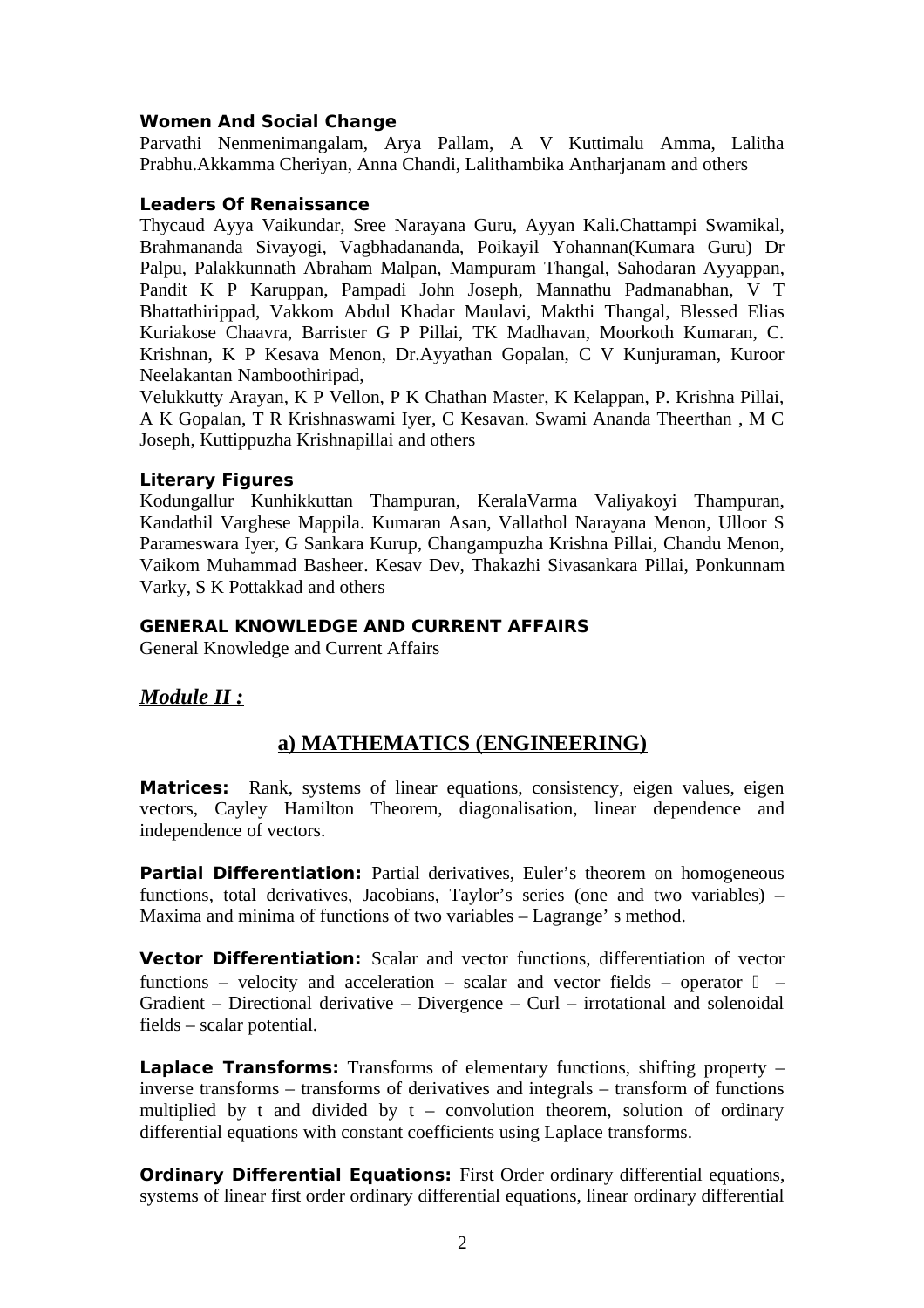**Women And Social Change**

Parvathi Nenmenimangalam, Arya Pallam, A V Kuttimalu Amma, Lalitha Prabhu.Akkamma Cheriyan, Anna Chandi, Lalithambika Antharjanam and others

**Leaders Of Renaissance**

Thycaud Ayya Vaikundar, Sree Narayana Guru, Ayyan Kali.Chattampi Swamikal, Brahmananda Sivayogi, Vagbhadananda, Poikayil Yohannan(Kumara Guru) Dr Palpu, Palakkunnath Abraham Malpan, Mampuram Thangal, Sahodaran Ayyappan, Pandit K P Karuppan, Pampadi John Joseph, Mannathu Padmanabhan, V T Bhattathirippad, Vakkom Abdul Khadar Maulavi, Makthi Thangal, Blessed Elias Kuriakose Chaavra, Barrister G P Pillai, TK Madhavan, Moorkoth Kumaran, C. Krishnan, K P Kesava Menon, Dr.Ayyathan Gopalan, C V Kunjuraman, Kuroor Neelakantan Namboothiripad,

Velukkutty Arayan, K P Vellon, P K Chathan Master, K Kelappan, P. Krishna Pillai, A K Gopalan, T R Krishnaswami Iyer, C Kesavan. Swami Ananda Theerthan , M C Joseph, Kuttippuzha Krishnapillai and others

**Literary Figures**

Kodungallur Kunhikkuttan Thampuran, KeralaVarma Valiyakoyi Thampuran, Kandathil Varghese Mappila. Kumaran Asan, Vallathol Narayana Menon, Ulloor S Parameswara Iyer, G Sankara Kurup, Changampuzha Krishna Pillai, Chandu Menon, Vaikom Muhammad Basheer. Kesav Dev, Thakazhi Sivasankara Pillai, Ponkunnam Varky, S K Pottakkad and others

**GENERAL KNOWLEDGE AND CURRENT AFFAIRS**

General Knowledge and Current Affairs

## ***Module II :***

## a) MATHEMATICS (ENGINEERING)

**Matrices:** Rank, systems of linear equations, consistency, eigen values, eigen vectors, Cayley Hamilton Theorem, diagonalisation, linear dependence and independence of vectors.

**Partial Differentiation:** Partial derivatives, Euler's theorem on homogeneous functions, total derivatives, Jacobians, Taylor's series (one and two variables) – Maxima and minima of functions of two variables – Lagrange' s method.

**Vector Differentiation:** Scalar and vector functions, differentiation of vector functions – velocity and acceleration – scalar and vector fields – operator $\nabla$ – Gradient – Directional derivative – Divergence – Curl – irrotational and solenoidal fields – scalar potential.

**Laplace Transforms:** Transforms of elementary functions, shifting property – inverse transforms – transforms of derivatives and integrals – transform of functions multiplied by t and divided by t – convolution theorem, solution of ordinary differential equations with constant coefficients using Laplace transforms.

**Ordinary Differential Equations:** First Order ordinary differential equations, systems of linear first order ordinary differential equations, linear ordinary differential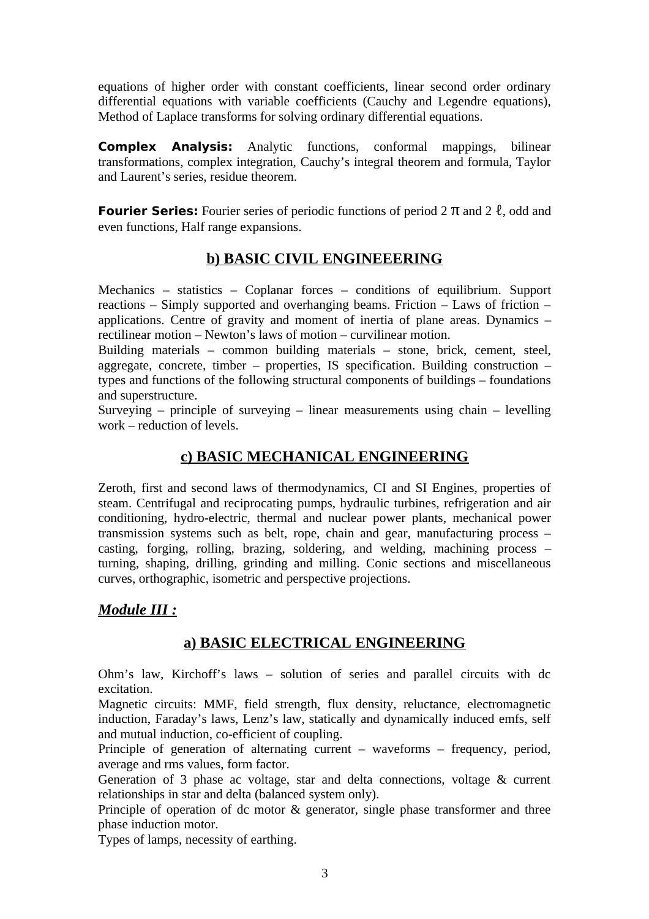equations of higher order with constant coefficients, linear second order ordinary differential equations with variable coefficients (Cauchy and Legendre equations), Method of Laplace transforms for solving ordinary differential equations.

**Complex Analysis:** Analytic functions, conformal mappings, bilinear transformations, complex integration, Cauchy's integral theorem and formula, Taylor and Laurent's series, residue theorem.

**Fourier Series:** Fourier series of periodic functions of period $2\pi$ and $2\ell$, odd and even functions, Half range expansions.

## b) BASIC CIVIL ENGINEEERING

Mechanics – statistics – Coplanar forces – conditions of equilibrium. Support reactions – Simply supported and overhanging beams. Friction – Laws of friction – applications. Centre of gravity and moment of inertia of plane areas. Dynamics – rectilinear motion – Newton's laws of motion – curvilinear motion.
Building materials – common building materials – stone, brick, cement, steel, aggregate, concrete, timber – properties, IS specification. Building construction – types and functions of the following structural components of buildings – foundations and superstructure.
Surveying – principle of surveying – linear measurements using chain – levelling work – reduction of levels.

## c) BASIC MECHANICAL ENGINEERING

Zeroth, first and second laws of thermodynamics, CI and SI Engines, properties of steam. Centrifugal and reciprocating pumps, hydraulic turbines, refrigeration and air conditioning, hydro-electric, thermal and nuclear power plants, mechanical power transmission systems such as belt, rope, chain and gear, manufacturing process – casting, forging, rolling, brazing, soldering, and welding, machining process – turning, shaping, drilling, grinding and milling. Conic sections and miscellaneous curves, orthographic, isometric and perspective projections.

### ***Module III :***

## a) BASIC ELECTRICAL ENGINEERING

Ohm's law, Kirchoff's laws – solution of series and parallel circuits with dc excitation.
Magnetic circuits: MMF, field strength, flux density, reluctance, electromagnetic induction, Faraday's laws, Lenz's law, statically and dynamically induced emfs, self and mutual induction, co-efficient of coupling.
Principle of generation of alternating current – waveforms – frequency, period, average and rms values, form factor.
Generation of 3 phase ac voltage, star and delta connections, voltage & current relationships in star and delta (balanced system only).
Principle of operation of dc motor & generator, single phase transformer and three phase induction motor.
Types of lamps, necessity of earthing.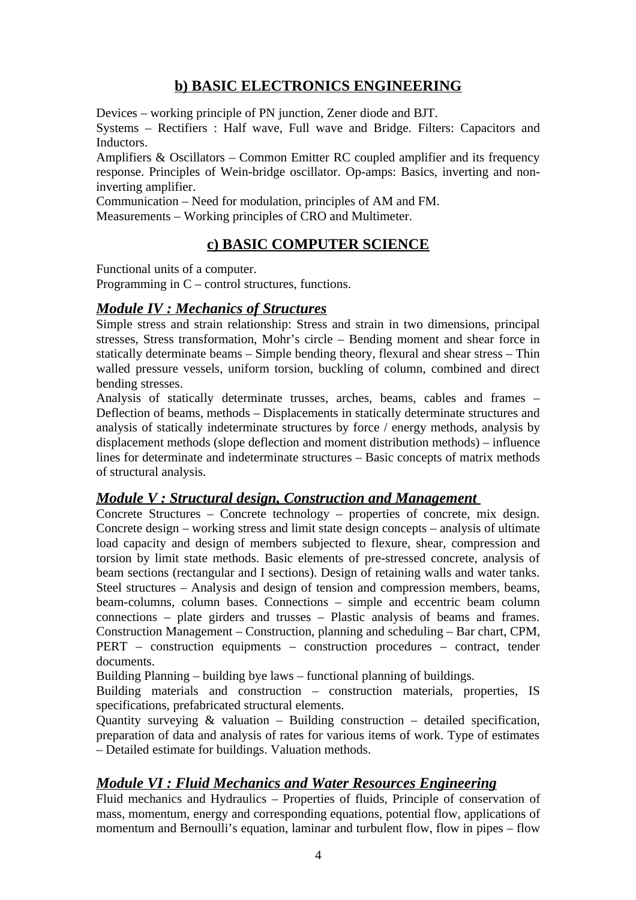## b) BASIC ELECTRONICS ENGINEERING

Devices – working principle of PN junction, Zener diode and BJT.
Systems – Rectifiers : Half wave, Full wave and Bridge. Filters: Capacitors and Inductors.
Amplifiers & Oscillators – Common Emitter RC coupled amplifier and its frequency response. Principles of Wein-bridge oscillator. Op-amps: Basics, inverting and non-inverting amplifier.
Communication – Need for modulation, principles of AM and FM.
Measurements – Working principles of CRO and Multimeter.

## c) BASIC COMPUTER SCIENCE

Functional units of a computer.
Programming in C – control structures, functions.

### *Module IV : Mechanics of Structures*

Simple stress and strain relationship: Stress and strain in two dimensions, principal stresses, Stress transformation, Mohr's circle – Bending moment and shear force in statically determinate beams – Simple bending theory, flexural and shear stress – Thin walled pressure vessels, uniform torsion, buckling of column, combined and direct bending stresses.
Analysis of statically determinate trusses, arches, beams, cables and frames – Deflection of beams, methods – Displacements in statically determinate structures and analysis of statically indeterminate structures by force / energy methods, analysis by displacement methods (slope deflection and moment distribution methods) – influence lines for determinate and indeterminate structures – Basic concepts of matrix methods of structural analysis.

### *Module V : Structural design, Construction and Management*

Concrete Structures – Concrete technology – properties of concrete, mix design. Concrete design – working stress and limit state design concepts – analysis of ultimate load capacity and design of members subjected to flexure, shear, compression and torsion by limit state methods. Basic elements of pre-stressed concrete, analysis of beam sections (rectangular and I sections). Design of retaining walls and water tanks. Steel structures – Analysis and design of tension and compression members, beams, beam-columns, column bases. Connections – simple and eccentric beam column connections – plate girders and trusses – Plastic analysis of beams and frames. Construction Management – Construction, planning and scheduling – Bar chart, CPM, PERT – construction equipments – construction procedures – contract, tender documents.
Building Planning – building bye laws – functional planning of buildings.
Building materials and construction – construction materials, properties, IS specifications, prefabricated structural elements.
Quantity surveying & valuation – Building construction – detailed specification, preparation of data and analysis of rates for various items of work. Type of estimates – Detailed estimate for buildings. Valuation methods.

### *Module VI : Fluid Mechanics and Water Resources Engineering*

Fluid mechanics and Hydraulics – Properties of fluids, Principle of conservation of mass, momentum, energy and corresponding equations, potential flow, applications of momentum and Bernoulli's equation, laminar and turbulent flow, flow in pipes – flow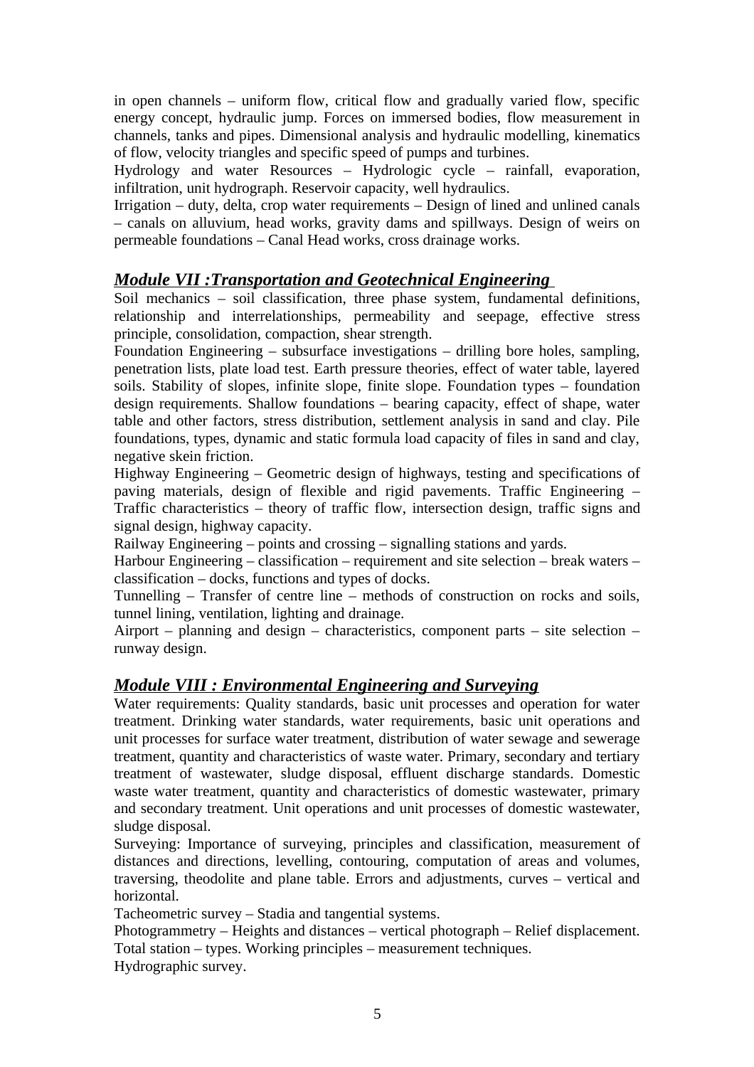in open channels – uniform flow, critical flow and gradually varied flow, specific energy concept, hydraulic jump. Forces on immersed bodies, flow measurement in channels, tanks and pipes. Dimensional analysis and hydraulic modelling, kinematics of flow, velocity triangles and specific speed of pumps and turbines.
Hydrology and water Resources – Hydrologic cycle – rainfall, evaporation, infiltration, unit hydrograph. Reservoir capacity, well hydraulics.
Irrigation – duty, delta, crop water requirements – Design of lined and unlined canals – canals on alluvium, head works, gravity dams and spillways. Design of weirs on permeable foundations – Canal Head works, cross drainage works.

## ***Module VII :Transportation and Geotechnical Engineering***

Soil mechanics – soil classification, three phase system, fundamental definitions, relationship and interrelationships, permeability and seepage, effective stress principle, consolidation, compaction, shear strength.
Foundation Engineering – subsurface investigations – drilling bore holes, sampling, penetration lists, plate load test. Earth pressure theories, effect of water table, layered soils. Stability of slopes, infinite slope, finite slope. Foundation types – foundation design requirements. Shallow foundations – bearing capacity, effect of shape, water table and other factors, stress distribution, settlement analysis in sand and clay. Pile foundations, types, dynamic and static formula load capacity of files in sand and clay, negative skein friction.
Highway Engineering – Geometric design of highways, testing and specifications of paving materials, design of flexible and rigid pavements. Traffic Engineering – Traffic characteristics – theory of traffic flow, intersection design, traffic signs and signal design, highway capacity.
Railway Engineering – points and crossing – signalling stations and yards.
Harbour Engineering – classification – requirement and site selection – break waters – classification – docks, functions and types of docks.
Tunnelling – Transfer of centre line – methods of construction on rocks and soils, tunnel lining, ventilation, lighting and drainage.
Airport – planning and design – characteristics, component parts – site selection – runway design.

## ***Module VIII : Environmental Engineering and Surveying***

Water requirements: Quality standards, basic unit processes and operation for water treatment. Drinking water standards, water requirements, basic unit operations and unit processes for surface water treatment, distribution of water sewage and sewerage treatment, quantity and characteristics of waste water. Primary, secondary and tertiary treatment of wastewater, sludge disposal, effluent discharge standards. Domestic waste water treatment, quantity and characteristics of domestic wastewater, primary and secondary treatment. Unit operations and unit processes of domestic wastewater, sludge disposal.
Surveying: Importance of surveying, principles and classification, measurement of distances and directions, levelling, contouring, computation of areas and volumes, traversing, theodolite and plane table. Errors and adjustments, curves – vertical and horizontal.
Tacheometric survey – Stadia and tangential systems.
Photogrammetry – Heights and distances – vertical photograph – Relief displacement.
Total station – types. Working principles – measurement techniques.
Hydrographic survey.